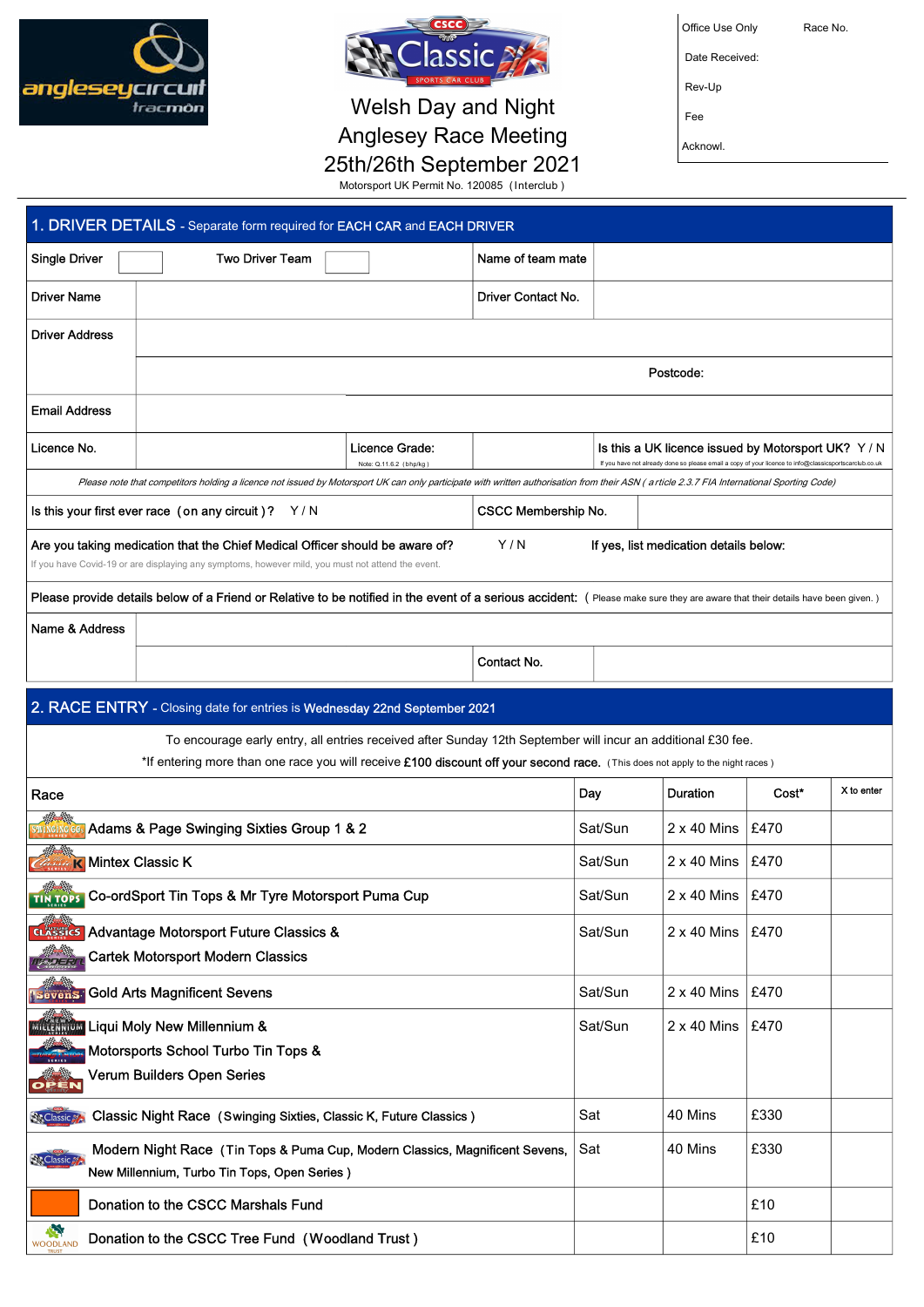Office Use Only | Race No.
Date Received:
Rev-Up
Fee
Acknowl.

# Welsh Day and Night Anglesey Race Meeting 25th/26th September 2021

Motorsport UK Permit No. 120085 (Interclub )

## 1. DRIVER DETAILS - Separate form required for EACH CAR and EACH DRIVER

| | | | |
|---|---|---|---|
| Single Driver [ ] Two Driver Team [ ] | | Name of team mate | |
| Driver Name | | Driver Contact No. | |
| Driver Address | | | |
| | | Postcode: | |
| Email Address | | | |
| Licence No. | | Licence Grade: Note: Q.11.6.2 (bhp/kg) | Is this a UK licence issued by Motorsport UK? Y / N If you have not already done so please email a copy of your licence to info@classicsportscarclub.co.uk |

*Please note that competitors holding a licence not issued by Motorsport UK can only participate with written authorisation from their ASN ( article 2.3.7 FIA International Sporting Code)*

| | |
|---|---|
| Is this your first ever race (on any circuit )? Y / N | CSCC Membership No. |

Are you taking medication that the Chief Medical Officer should be aware of? Y / N If yes, list medication details below:
If you have Covid-19 or are displaying any symptoms, however mild, you must not attend the event.

Please provide details below of a Friend or Relative to be notified in the event of a serious accident: ( Please make sure they are aware that their details have been given. )

| | | | |
|---|---|---|---|
| Name & Address | | | |
| | | Contact No. | |

## 2. RACE ENTRY - Closing date for entries is Wednesday 22nd September 2021

To encourage early entry, all entries received after Sunday 12th September will incur an additional £30 fee.

*If entering more than one race you will receive **£100 discount off your second race.** (This does not apply to the night races )

| Race | Day | Duration | Cost* | X to enter |
|---|---|---|---|---|
| Adams & Page Swinging Sixties Group 1 & 2 | Sat/Sun | 2 x 40 Mins | £470 | |
| Mintex Classic K | Sat/Sun | 2 x 40 Mins | £470 | |
| Co-ordSport Tin Tops & Mr Tyre Motorsport Puma Cup | Sat/Sun | 2 x 40 Mins | £470 | |
| Advantage Motorsport Future Classics & Cartek Motorsport Modern Classics | Sat/Sun | 2 x 40 Mins | £470 | |
| Gold Arts Magnificent Sevens | Sat/Sun | 2 x 40 Mins | £470 | |
| Liqui Moly New Millennium & Motorsports School Turbo Tin Tops & Verum Builders Open Series | Sat/Sun | 2 x 40 Mins | £470 | |
| Classic Night Race (Swinging Sixties, Classic K, Future Classics ) | Sat | 40 Mins | £330 | |
| Modern Night Race (Tin Tops & Puma Cup, Modern Classics, Magnificent Sevens, New Millennium, Turbo Tin Tops, Open Series ) | Sat | 40 Mins | £330 | |
| Donation to the CSCC Marshals Fund | | | £10 | |
| Donation to the CSCC Tree Fund (Woodland Trust ) | | | £10 | |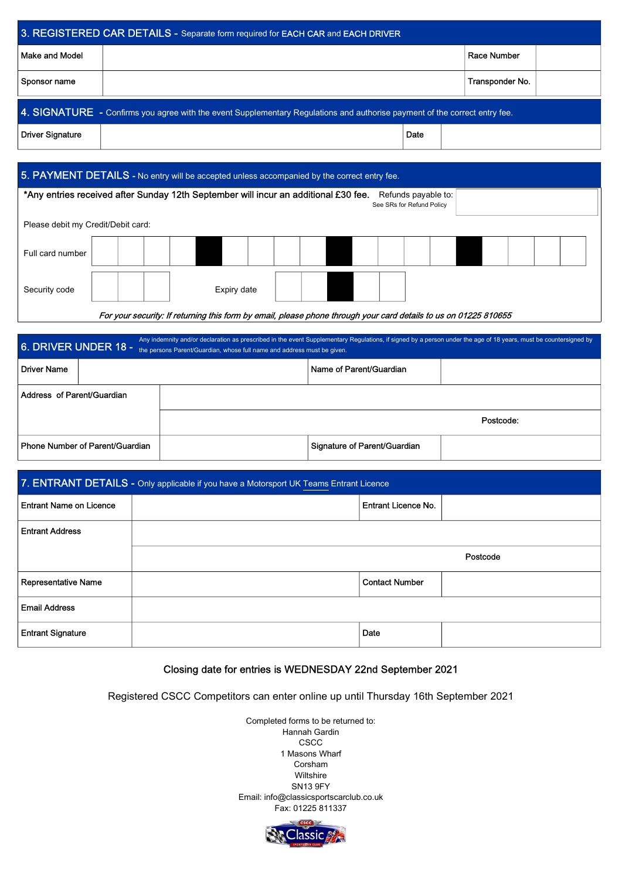## 3. REGISTERED CAR DETAILS - Separate form required for EACH CAR and EACH DRIVER

| | | | |
|---|---|---|---|
| Make and Model | | Race Number | |
| Sponsor name | | Transponder No. | |

## 4. SIGNATURE - Confirms you agree with the event Supplementary Regulations and authorise payment of the correct entry fee.

| | | | |
|---|---|---|---|
| Driver Signature | | Date | |

## 5. PAYMENT DETAILS - No entry will be accepted unless accompanied by the correct entry fee.

*Any entries received after Sunday 12th September will incur an additional £30 fee.

Refunds payable to:
See SRs for Refund Policy

Please debit my Credit/Debit card:

Full card number

Security code

Expiry date

*For your security: If returning this form by email, please phone through your card details to us on 01225 810655*

## 6. DRIVER UNDER 18 - Any indemnity and/or declaration as prescribed in the event Supplementary Regulations, if signed by a person under the age of 18 years, must be countersigned by the persons Parent/Guardian, whose full name and address must be given.

| | | | |
|---|---|---|---|
| Driver Name | | Name of Parent/Guardian | |
| Address of Parent/Guardian | | | |
| | | Postcode: | |
| Phone Number of Parent/Guardian | | Signature of Parent/Guardian | |

## 7. ENTRANT DETAILS - Only applicable if you have a Motorsport UK Teams Entrant Licence

| | | | |
|---|---|---|---|
| Entrant Name on Licence | | Entrant Licence No. | |
| Entrant Address | | | |
| | | Postcode | |
| Representative Name | | Contact Number | |
| Email Address | | | |
| Entrant Signature | | Date | |

Closing date for entries is WEDNESDAY 22nd September 2021

Registered CSCC Competitors can enter online up until Thursday 16th September 2021

Completed forms to be returned to:
Hannah Gardin
CSCC
1 Masons Wharf
Corsham
Wiltshire
SN13 9FY
Email: info@classicsportscarclub.co.uk
Fax: 01225 811337